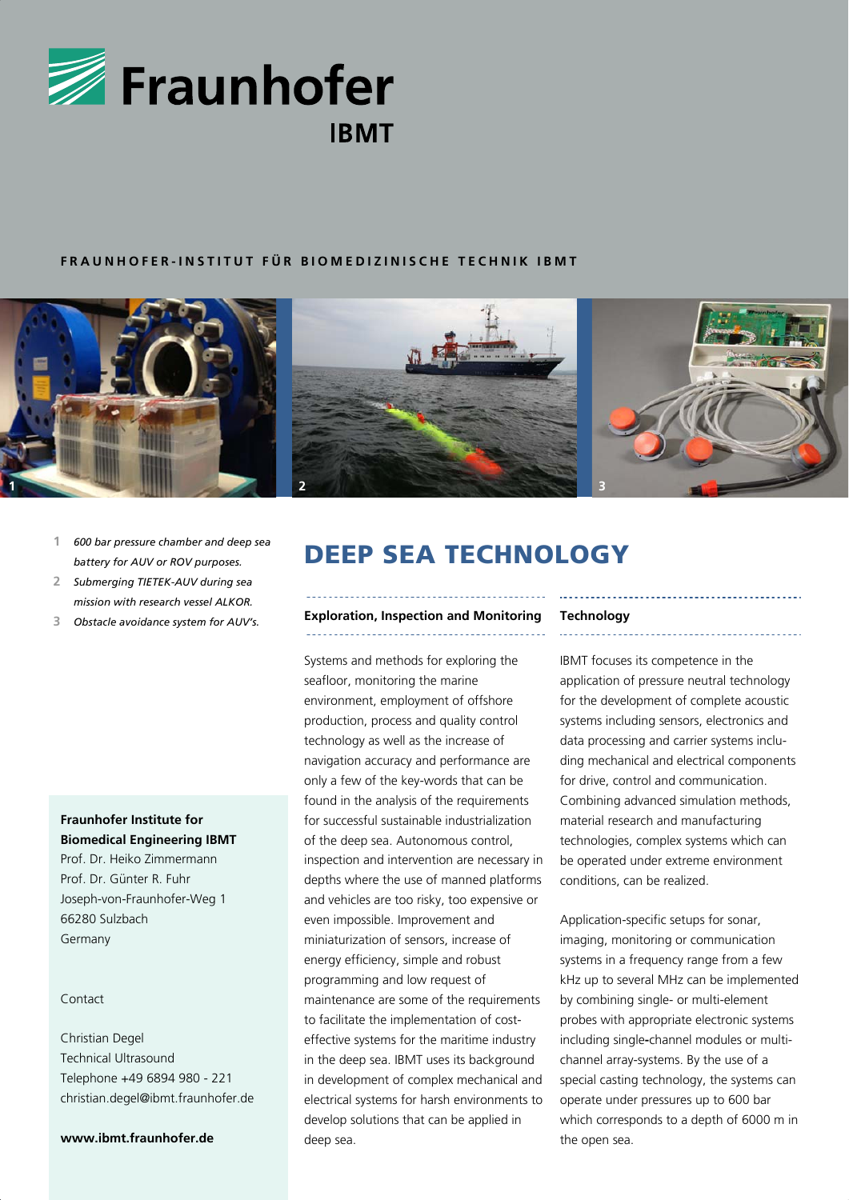# Fraunhofer IBMT

FRAUNHOFER-INSTITUT FÜR BIOMEDIZINISCHE TECHNIK IBMT

1 *600 bar pressure chamber and deep sea battery for AUV or ROV purposes.*
2 *Submerging TIETEK-AUV during sea mission with research vessel ALKOR.*
3 *Obstacle avoidance system for AUV's.*

**Fraunhofer Institute for Biomedical Engineering IBMT**
Prof. Dr. Heiko Zimmermann
Prof. Dr. Günter R. Fuhr
Joseph-von-Fraunhofer-Weg 1
66280 Sulzbach
Germany

Contact

Christian Degel
Technical Ultrasound
Telephone +49 6894 980 - 221
christian.degel@ibmt.fraunhofer.de

**www.ibmt.fraunhofer.de**

# DEEP SEA TECHNOLOGY

### Exploration, Inspection and Monitoring

Systems and methods for exploring the seafloor, monitoring the marine environment, employment of offshore production, process and quality control technology as well as the increase of navigation accuracy and performance are only a few of the key-words that can be found in the analysis of the requirements for successful sustainable industrialization of the deep sea. Autonomous control, inspection and intervention are necessary in depths where the use of manned platforms and vehicles are too risky, too expensive or even impossible. Improvement and miniaturization of sensors, increase of energy efficiency, simple and robust programming and low request of maintenance are some of the requirements to facilitate the implementation of cost-effective systems for the maritime industry in the deep sea. IBMT uses its background in development of complex mechanical and electrical systems for harsh environments to develop solutions that can be applied in deep sea.

### Technology

IBMT focuses its competence in the application of pressure neutral technology for the development of complete acoustic systems including sensors, electronics and data processing and carrier systems including mechanical and electrical components for drive, control and communication. Combining advanced simulation methods, material research and manufacturing technologies, complex systems which can be operated under extreme environment conditions, can be realized.

Application-specific setups for sonar, imaging, monitoring or communication systems in a frequency range from a few kHz up to several MHz can be implemented by combining single- or multi-element probes with appropriate electronic systems including single-channel modules or multi-channel array-systems. By the use of a special casting technology, the systems can operate under pressures up to 600 bar which corresponds to a depth of 6000 m in the open sea.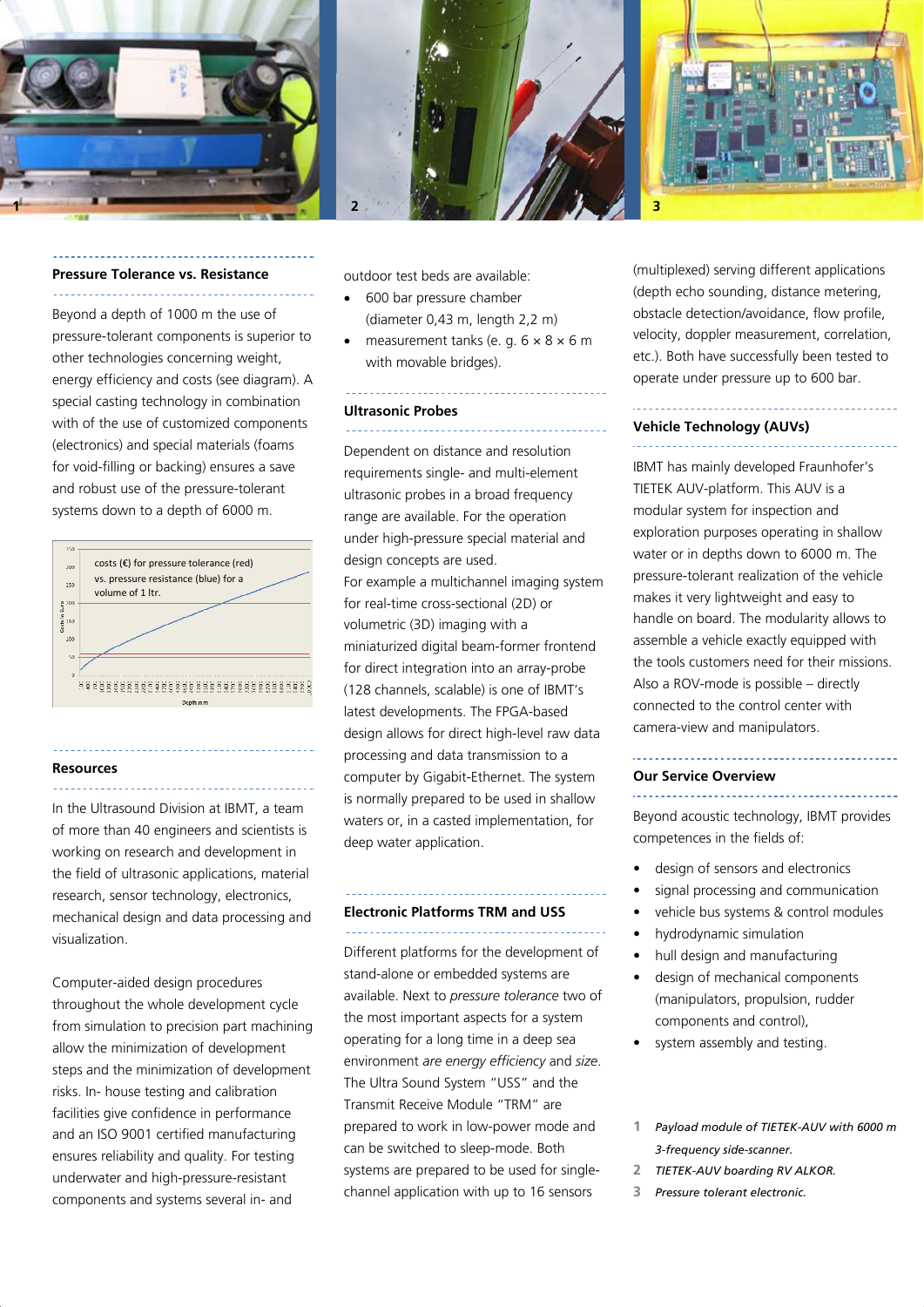## Pressure Tolerance vs. Resistance

Beyond a depth of 1000 m the use of pressure-tolerant components is superior to other technologies concerning weight, energy efficiency and costs (see diagram). A special casting technology in combination with of the use of customized components (electronics) and special materials (foams for void-filling or backing) ensures a save and robust use of the pressure-tolerant systems down to a depth of 6000 m.

costs (€) for pressure tolerance (red) vs. pressure resistance (blue) for a volume of 1 ltr.

Costs in Euro

Depth in m

## Resources

In the Ultrasound Division at IBMT, a team of more than 40 engineers and scientists is working on research and development in the field of ultrasonic applications, material research, sensor technology, electronics, mechanical design and data processing and visualization.

Computer-aided design procedures throughout the whole development cycle from simulation to precision part machining allow the minimization of development steps and the minimization of development risks. In- house testing and calibration facilities give confidence in performance and an ISO 9001 certified manufacturing ensures reliability and quality. For testing underwater and high-pressure-resistant components and systems several in- and outdoor test beds are available:

- 600 bar pressure chamber (diameter 0,43 m, length 2,2 m)
- measurement tanks (e. g. 6 × 8 × 6 m with movable bridges).

## Ultrasonic Probes

Dependent on distance and resolution requirements single- and multi-element ultrasonic probes in a broad frequency range are available. For the operation under high-pressure special material and design concepts are used.
For example a multichannel imaging system for real-time cross-sectional (2D) or volumetric (3D) imaging with a miniaturized digital beam-former frontend for direct integration into an array-probe (128 channels, scalable) is one of IBMT's latest developments. The FPGA-based design allows for direct high-level raw data processing and data transmission to a computer by Gigabit-Ethernet. The system is normally prepared to be used in shallow waters or, in a casted implementation, for deep water application.

## Electronic Platforms TRM and USS

Different platforms for the development of stand-alone or embedded systems are available. Next to *pressure tolerance* two of the most important aspects for a system operating for a long time in a deep sea environment *are energy efficiency* and *size*. The Ultra Sound System "USS" and the Transmit Receive Module "TRM" are prepared to work in low-power mode and can be switched to sleep-mode. Both systems are prepared to be used for single-channel application with up to 16 sensors (multiplexed) serving different applications (depth echo sounding, distance metering, obstacle detection/avoidance, flow profile, velocity, doppler measurement, correlation, etc.). Both have successfully been tested to operate under pressure up to 600 bar.

## Vehicle Technology (AUVs)

IBMT has mainly developed Fraunhofer's TIETEK AUV-platform. This AUV is a modular system for inspection and exploration purposes operating in shallow water or in depths down to 6000 m. The pressure-tolerant realization of the vehicle makes it very lightweight and easy to handle on board. The modularity allows to assemble a vehicle exactly equipped with the tools customers need for their missions. Also a ROV-mode is possible – directly connected to the control center with camera-view and manipulators.

## Our Service Overview

Beyond acoustic technology, IBMT provides competences in the fields of:

- design of sensors and electronics
- signal processing and communication
- vehicle bus systems & control modules
- hydrodynamic simulation
- hull design and manufacturing
- design of mechanical components (manipulators, propulsion, rudder components and control),
- system assembly and testing.

1 *Payload module of TIETEK-AUV with 6000 m 3-frequency side-scanner.*
2 *TIETEK-AUV boarding RV ALKOR.*
3 *Pressure tolerant electronic.*